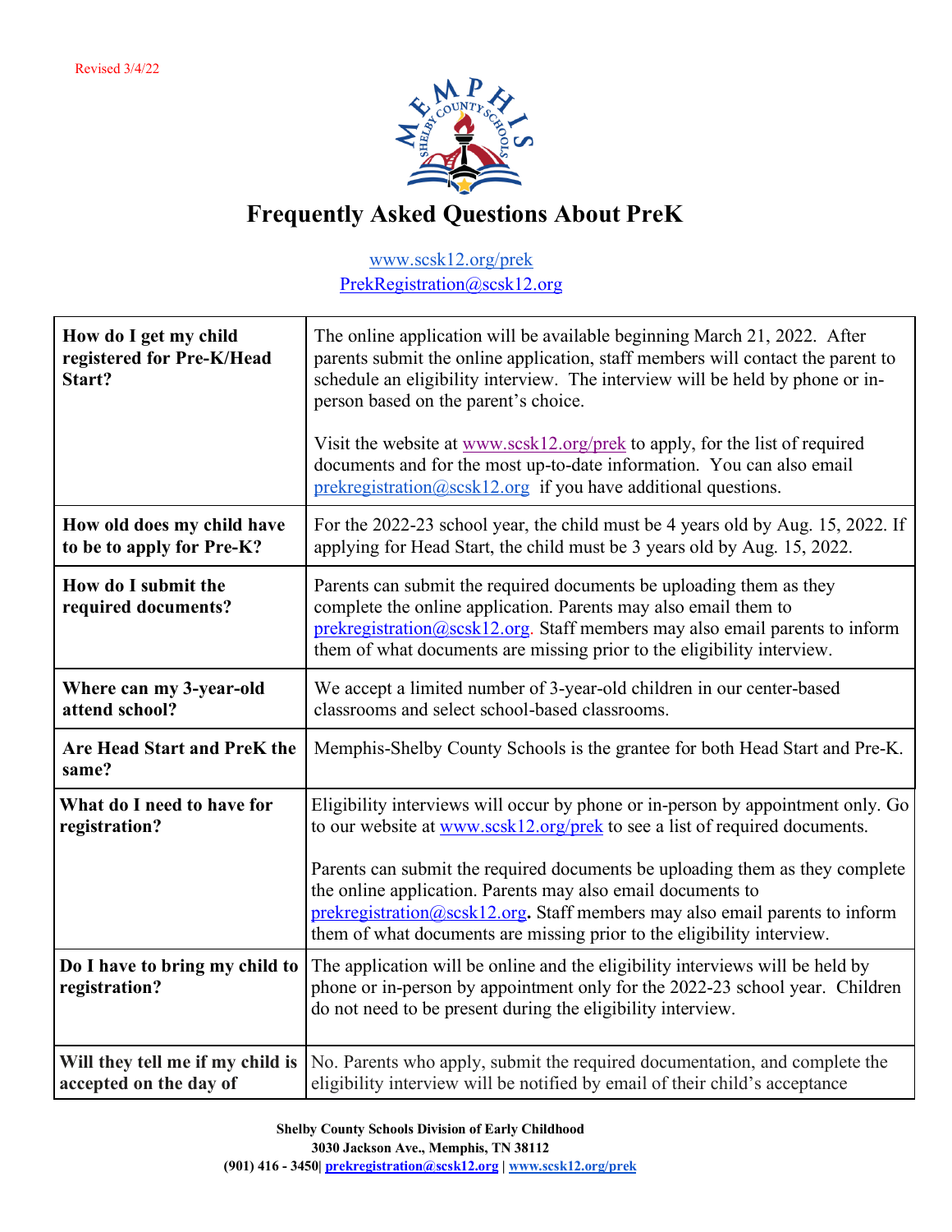Revised 3/4/22

# Frequently Asked Questions About PreK

www.scsk12.org/prek
PrekRegistration@scsk12.org

| | |
|---|---|
| **How do I get my child registered for Pre-K/Head Start?** | The online application will be available beginning March 21, 2022. After parents submit the online application, staff members will contact the parent to schedule an eligibility interview. The interview will be held by phone or in-person based on the parent's choice.<br><br>Visit the website at www.scsk12.org/prek to apply, for the list of required documents and for the most up-to-date information. You can also email prekregistration@scsk12.org if you have additional questions. |
| **How old does my child have to be to apply for Pre-K?** | For the 2022-23 school year, the child must be 4 years old by Aug. 15, 2022. If applying for Head Start, the child must be 3 years old by Aug. 15, 2022. |
| **How do I submit the required documents?** | Parents can submit the required documents be uploading them as they complete the online application. Parents may also email them to prekregistration@scsk12.org. Staff members may also email parents to inform them of what documents are missing prior to the eligibility interview. |
| **Where can my 3-year-old attend school?** | We accept a limited number of 3-year-old children in our center-based classrooms and select school-based classrooms. |
| **Are Head Start and PreK the same?** | Memphis-Shelby County Schools is the grantee for both Head Start and Pre-K. |
| **What do I need to have for registration?** | Eligibility interviews will occur by phone or in-person by appointment only. Go to our website at www.scsk12.org/prek to see a list of required documents.<br><br>Parents can submit the required documents be uploading them as they complete the online application. Parents may also email documents to prekregistration@scsk12.org. Staff members may also email parents to inform them of what documents are missing prior to the eligibility interview. |
| **Do I have to bring my child to registration?** | The application will be online and the eligibility interviews will be held by phone or in-person by appointment only for the 2022-23 school year. Children do not need to be present during the eligibility interview. |
| **Will they tell me if my child is accepted on the day of** | No. Parents who apply, submit the required documentation, and complete the eligibility interview will be notified by email of their child's acceptance |

**Shelby County Schools Division of Early Childhood**
**3030 Jackson Ave., Memphis, TN 38112**
**(901) 416 - 3450| prekregistration@scsk12.org | www.scsk12.org/prek**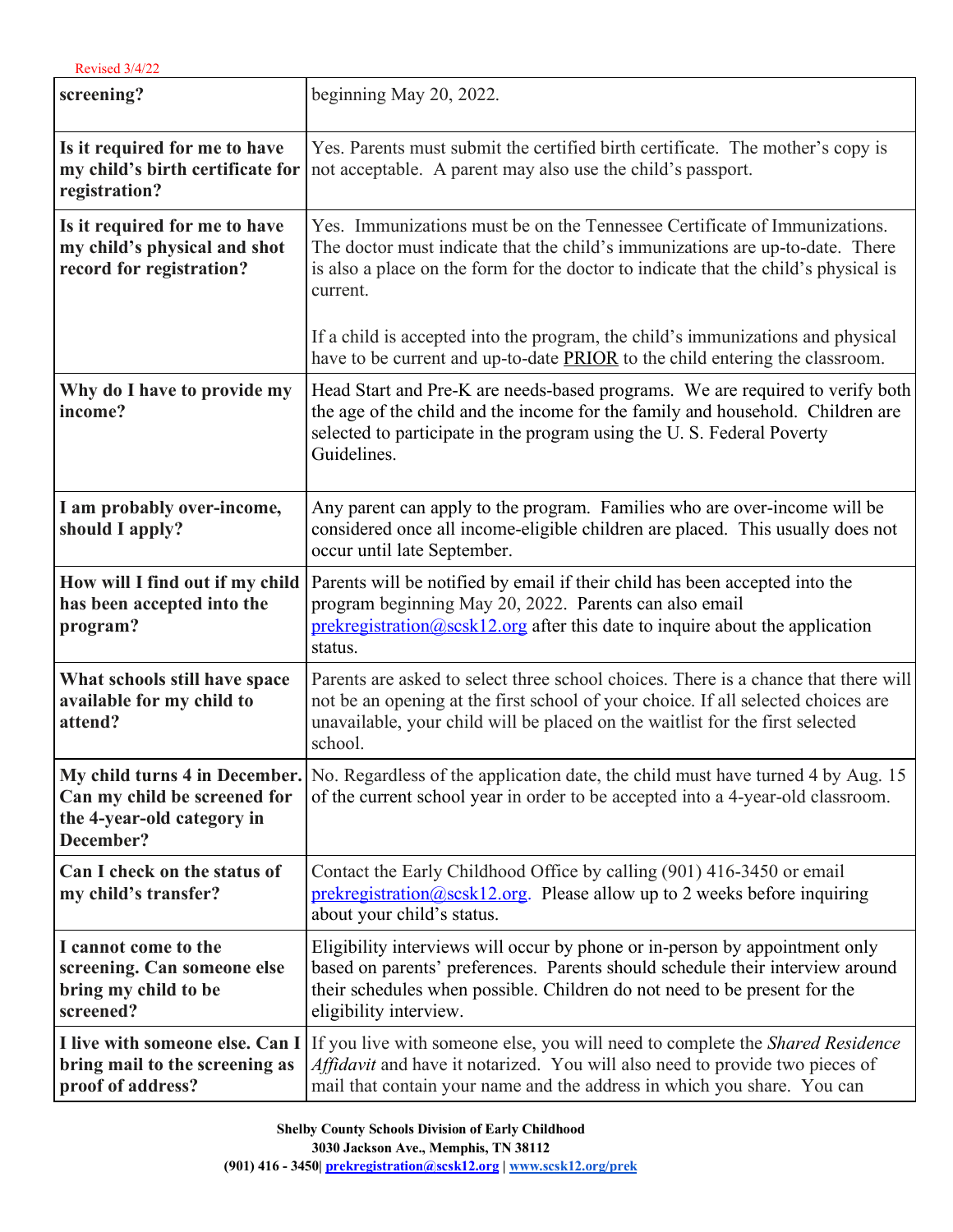Revised 3/4/22

| | |
|---|---|
| **screening?** | beginning May 20, 2022. |
| **Is it required for me to have my child's birth certificate for registration?** | Yes. Parents must submit the certified birth certificate. The mother's copy is not acceptable. A parent may also use the child's passport. |
| **Is it required for me to have my child's physical and shot record for registration?** | Yes. Immunizations must be on the Tennessee Certificate of Immunizations. The doctor must indicate that the child's immunizations are up-to-date. There is also a place on the form for the doctor to indicate that the child's physical is current.<br><br>If a child is accepted into the program, the child's immunizations and physical have to be current and up-to-date PRIOR to the child entering the classroom. |
| **Why do I have to provide my income?** | Head Start and Pre-K are needs-based programs. We are required to verify both the age of the child and the income for the family and household. Children are selected to participate in the program using the U. S. Federal Poverty Guidelines. |
| **I am probably over-income, should I apply?** | Any parent can apply to the program. Families who are over-income will be considered once all income-eligible children are placed. This usually does not occur until late September. |
| **How will I find out if my child has been accepted into the program?** | Parents will be notified by email if their child has been accepted into the program beginning May 20, 2022. Parents can also email prekregistration@scsk12.org after this date to inquire about the application status. |
| **What schools still have space available for my child to attend?** | Parents are asked to select three school choices. There is a chance that there will not be an opening at the first school of your choice. If all selected choices are unavailable, your child will be placed on the waitlist for the first selected school. |
| **My child turns 4 in December. Can my child be screened for the 4-year-old category in December?** | No. Regardless of the application date, the child must have turned 4 by Aug. 15 of the current school year in order to be accepted into a 4-year-old classroom. |
| **Can I check on the status of my child's transfer?** | Contact the Early Childhood Office by calling (901) 416-3450 or email prekregistration@scsk12.org. Please allow up to 2 weeks before inquiring about your child's status. |
| **I cannot come to the screening. Can someone else bring my child to be screened?** | Eligibility interviews will occur by phone or in-person by appointment only based on parents' preferences. Parents should schedule their interview around their schedules when possible. Children do not need to be present for the eligibility interview. |
| **I live with someone else. Can I bring mail to the screening as proof of address?** | If you live with someone else, you will need to complete the *Shared Residence Affidavit* and have it notarized. You will also need to provide two pieces of mail that contain your name and the address in which you share. You can |

**Shelby County Schools Division of Early Childhood**
**3030 Jackson Ave., Memphis, TN 38112**
**(901) 416 - 3450| prekregistration@scsk12.org | www.scsk12.org/prek**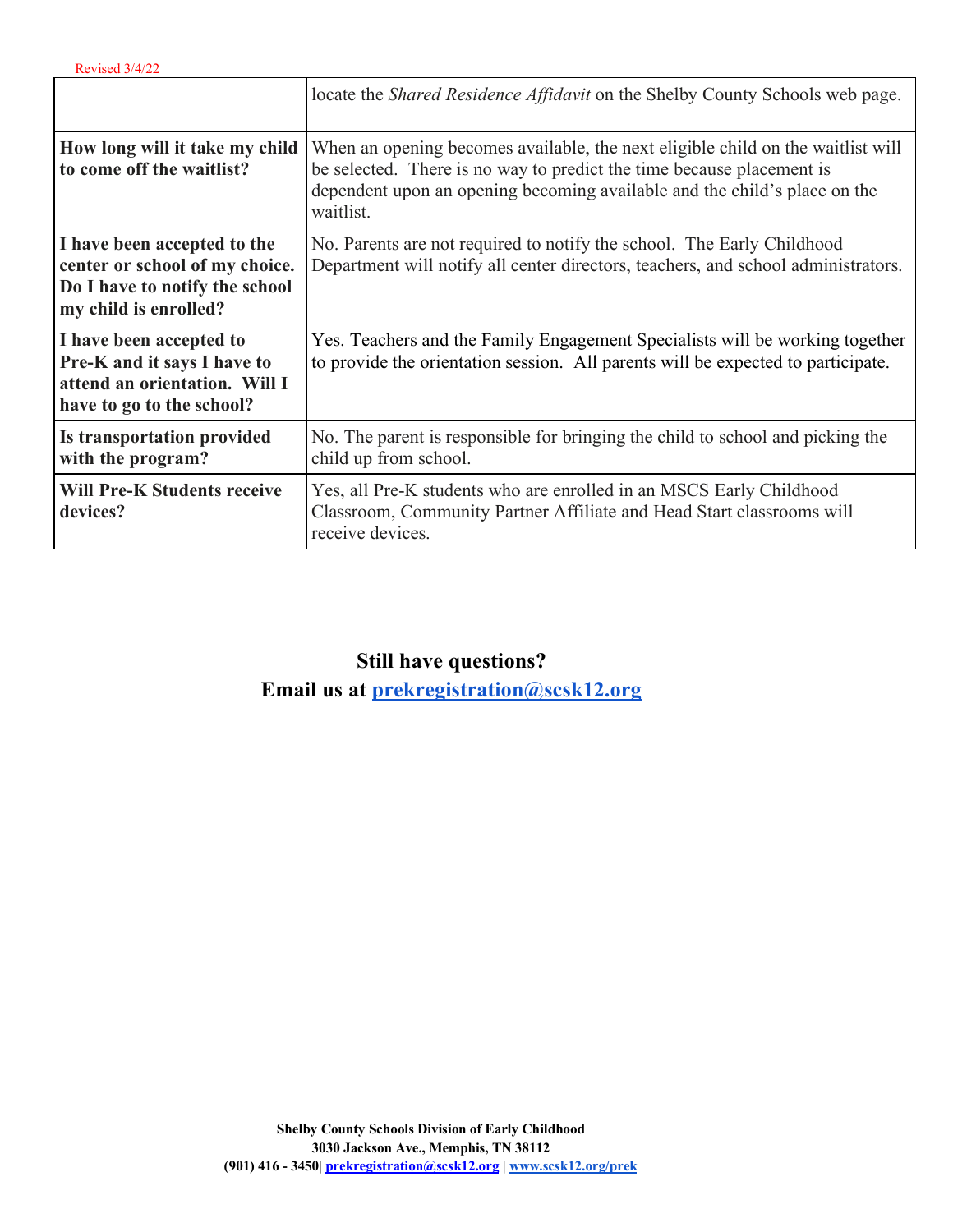| | |
|---|---|
| | locate the *Shared Residence Affidavit* on the Shelby County Schools web page. |
| **How long will it take my child to come off the waitlist?** | When an opening becomes available, the next eligible child on the waitlist will be selected. There is no way to predict the time because placement is dependent upon an opening becoming available and the child's place on the waitlist. |
| **I have been accepted to the center or school of my choice. Do I have to notify the school my child is enrolled?** | No. Parents are not required to notify the school. The Early Childhood Department will notify all center directors, teachers, and school administrators. |
| **I have been accepted to Pre-K and it says I have to attend an orientation. Will I have to go to the school?** | Yes. Teachers and the Family Engagement Specialists will be working together to provide the orientation session. All parents will be expected to participate. |
| **Is transportation provided with the program?** | No. The parent is responsible for bringing the child to school and picking the child up from school. |
| **Will Pre-K Students receive devices?** | Yes, all Pre-K students who are enrolled in an MSCS Early Childhood Classroom, Community Partner Affiliate and Head Start classrooms will receive devices. |

**Still have questions?**
**Email us at [prekregistration@scsk12.org](mailto:prekregistration@scsk12.org)**